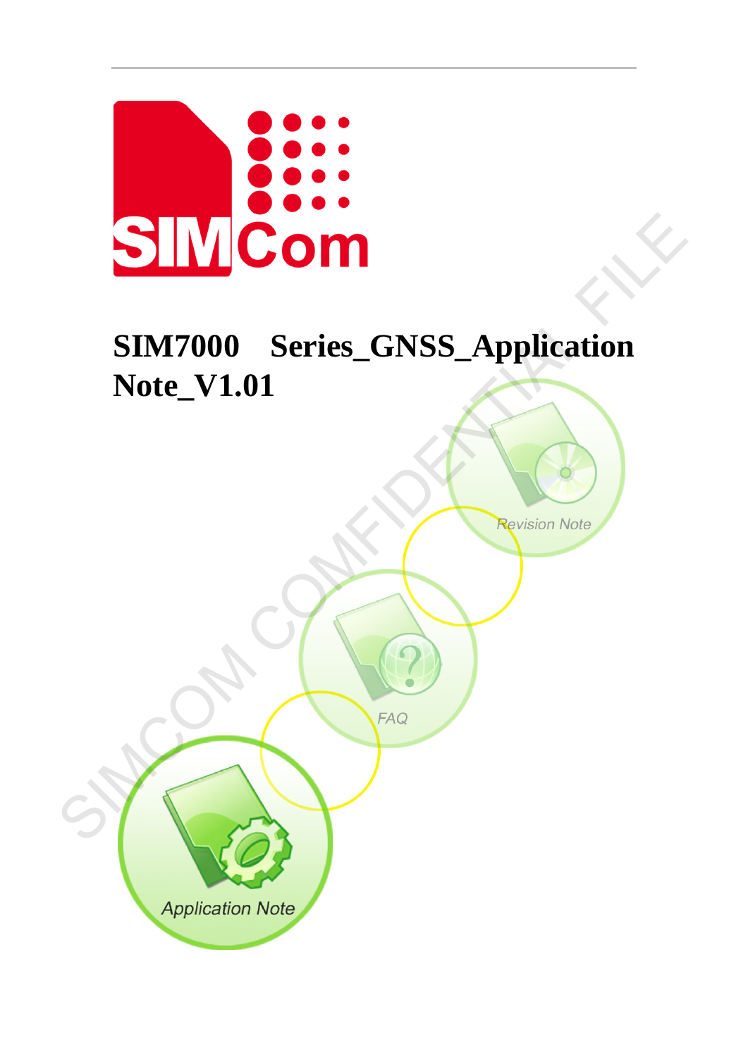# SIM7000 Series_GNSS_Application Note_V1.01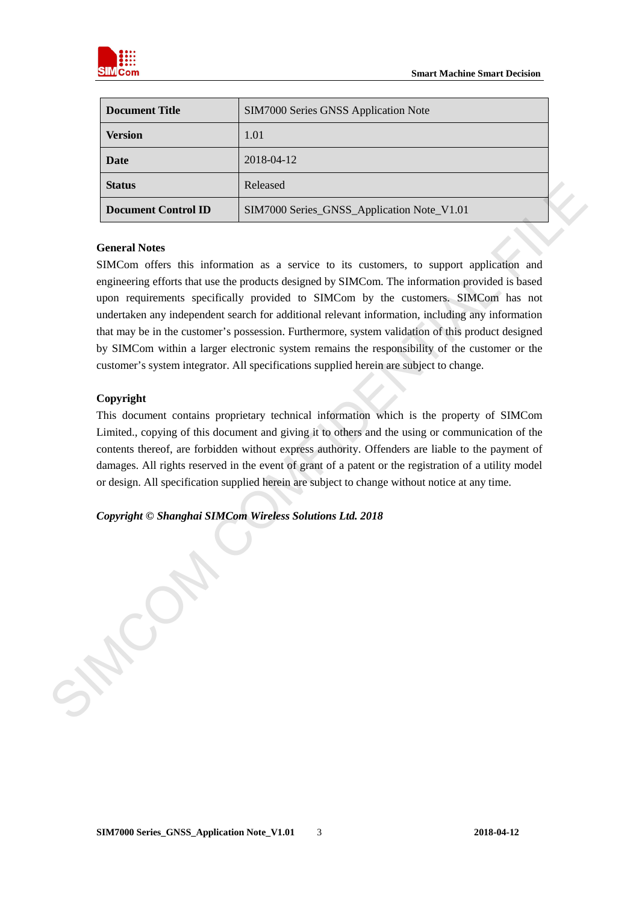| Document Title | SIM7000 Series GNSS Application Note |
|---|---|
| Version | 1.01 |
| Date | 2018-04-12 |
| Status | Released |
| Document Control ID | SIM7000 Series_GNSS_Application Note_V1.01 |

**General Notes**

SIMCom offers this information as a service to its customers, to support application and engineering efforts that use the products designed by SIMCom. The information provided is based upon requirements specifically provided to SIMCom by the customers. SIMCom has not undertaken any independent search for additional relevant information, including any information that may be in the customer's possession. Furthermore, system validation of this product designed by SIMCom within a larger electronic system remains the responsibility of the customer or the customer's system integrator. All specifications supplied herein are subject to change.

**Copyright**

This document contains proprietary technical information which is the property of SIMCom Limited., copying of this document and giving it to others and the using or communication of the contents thereof, are forbidden without express authority. Offenders are liable to the payment of damages. All rights reserved in the event of grant of a patent or the registration of a utility model or design. All specification supplied herein are subject to change without notice at any time.

***Copyright © Shanghai SIMCom Wireless Solutions Ltd. 2018***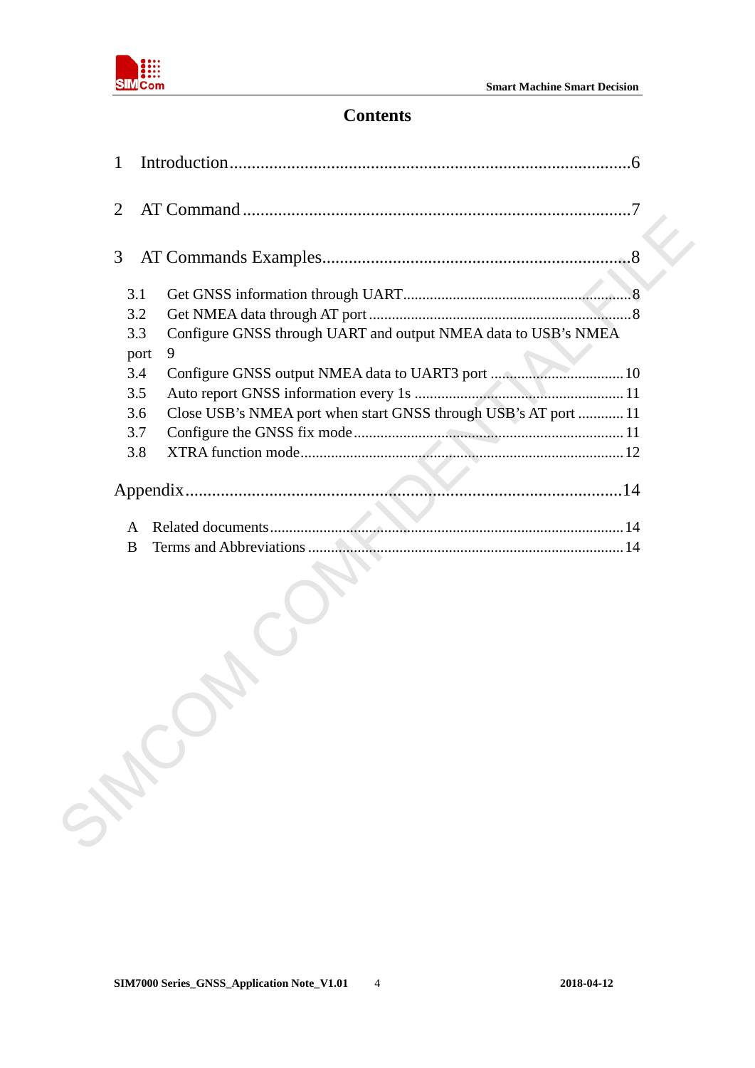# Contents

1 Introduction......................................................................................6

2 AT Command ....................................................................................7

3 AT Commands Examples....................................................................8

- 3.1 Get GNSS information through UART...........................................................8
- 3.2 Get NMEA data through AT port .....................................................................8
- 3.3 Configure GNSS through UART and output NMEA data to USB's NMEA port 9
- 3.4 Configure GNSS output NMEA data to UART3 port .................................10
- 3.5 Auto report GNSS information every 1s .......................................................11
- 3.6 Close USB's NMEA port when start GNSS through USB's AT port ............11
- 3.7 Configure the GNSS fix mode......................................................................11
- 3.8 XTRA function mode....................................................................................12

Appendix..............................................................................................14

- A Related documents............................................................................14
- B Terms and Abbreviations ...................................................................14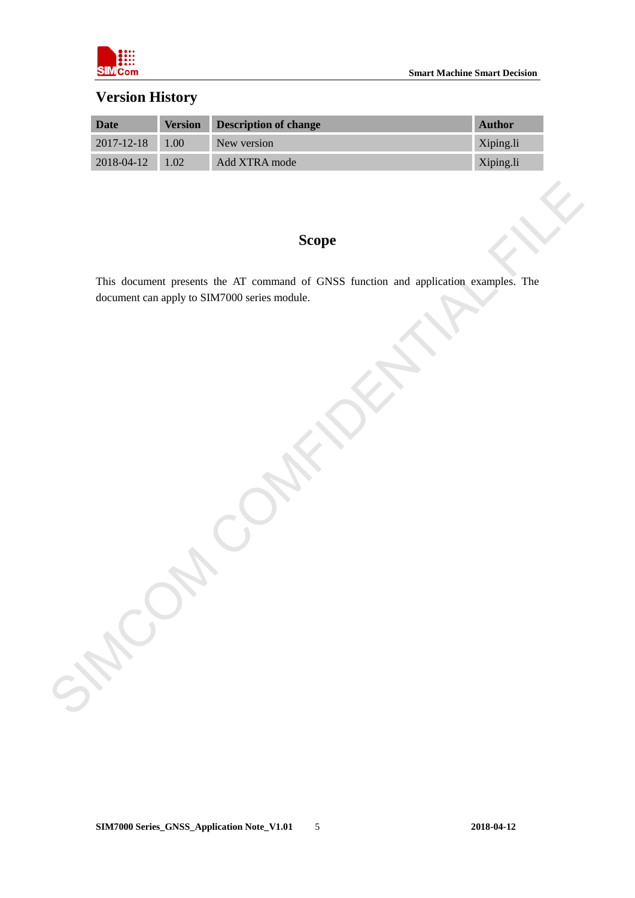# Version History

| Date | Version | Description of change | Author |
| --- | --- | --- | --- |
| 2017-12-18 | 1.00 | New version | Xiping.li |
| 2018-04-12 | 1.02 | Add XTRA mode | Xiping.li |

# Scope

This document presents the AT command of GNSS function and application examples. The document can apply to SIM7000 series module.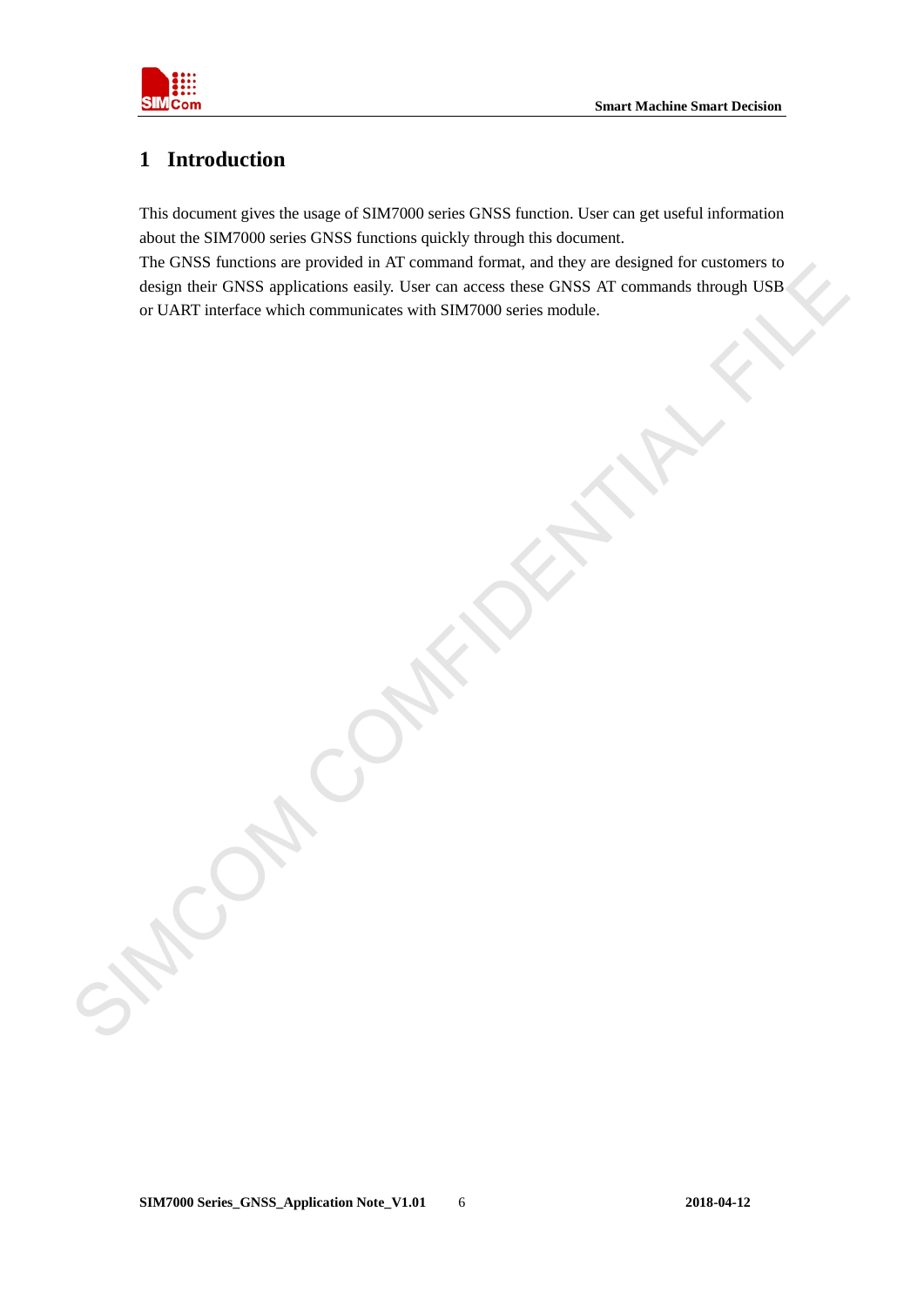# 1 Introduction

This document gives the usage of SIM7000 series GNSS function. User can get useful information about the SIM7000 series GNSS functions quickly through this document.

The GNSS functions are provided in AT command format, and they are designed for customers to design their GNSS applications easily. User can access these GNSS AT commands through USB or UART interface which communicates with SIM7000 series module.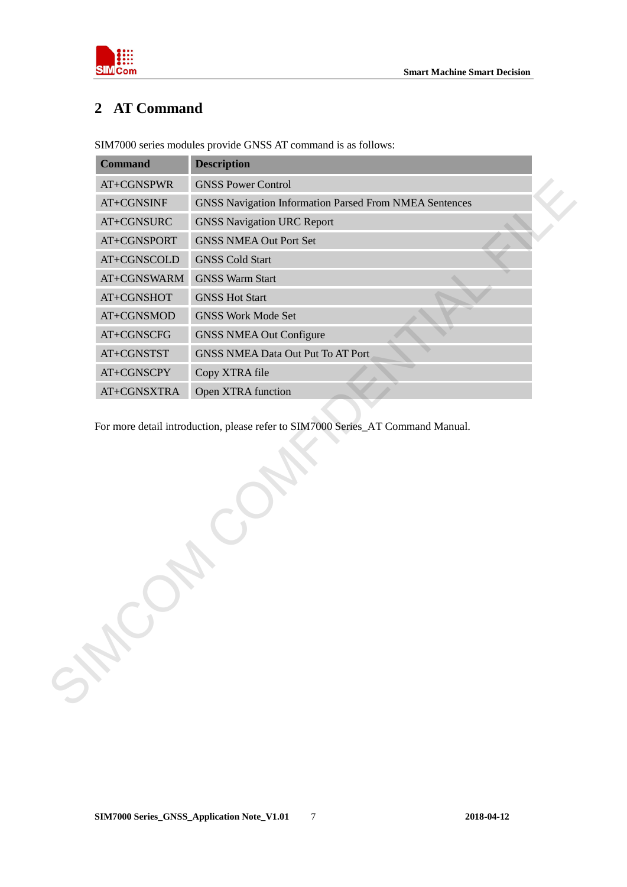# 2 AT Command

SIM7000 series modules provide GNSS AT command is as follows:

| Command | Description |
|---|---|
| AT+CGNSPWR | GNSS Power Control |
| AT+CGNSINF | GNSS Navigation Information Parsed From NMEA Sentences |
| AT+CGNSURC | GNSS Navigation URC Report |
| AT+CGNSPORT | GNSS NMEA Out Port Set |
| AT+CGNSCOLD | GNSS Cold Start |
| AT+CGNSWARM | GNSS Warm Start |
| AT+CGNSHOT | GNSS Hot Start |
| AT+CGNSMOD | GNSS Work Mode Set |
| AT+CGNSCFG | GNSS NMEA Out Configure |
| AT+CGNSTST | GNSS NMEA Data Out Put To AT Port |
| AT+CGNSCPY | Copy XTRA file |
| AT+CGNSXTRA | Open XTRA function |

For more detail introduction, please refer to SIM7000 Series_AT Command Manual.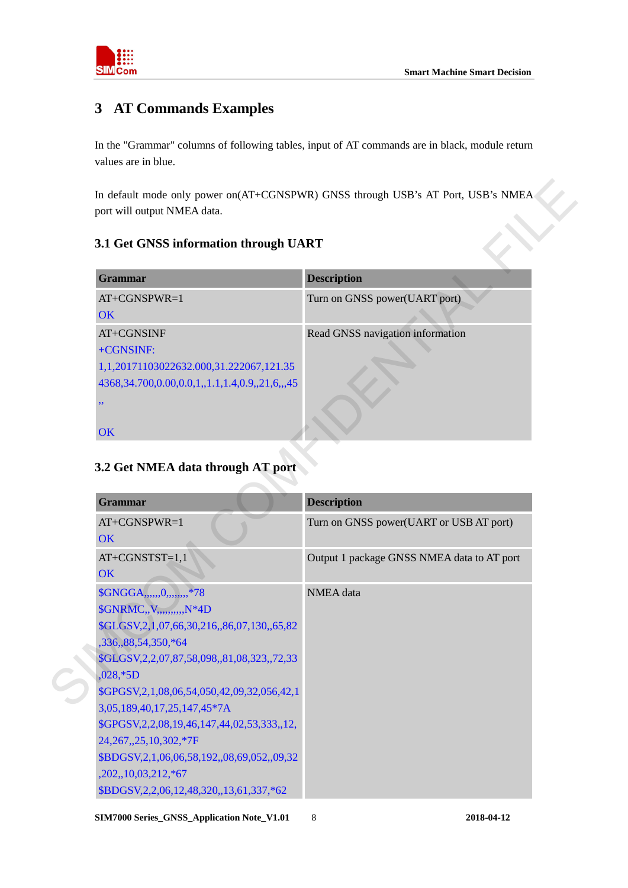# 3 AT Commands Examples

In the "Grammar" columns of following tables, input of AT commands are in black, module return values are in blue.

In default mode only power on(AT+CGNSPWR) GNSS through USB's AT Port, USB's NMEA port will output NMEA data.

## 3.1 Get GNSS information through UART

| Grammar | Description |
|---|---|
| AT+CGNSPWR=1<br>OK | Turn on GNSS power(UART port) |
| AT+CGNSINF<br>+CGNSINF:<br>1,1,20171103022632.000,31.222067,121.354368,34.700,0.00,0.0,1,,1.1,1.4,0.9,,21,6,,,45,,<br><br>OK | Read GNSS navigation information |

## 3.2 Get NMEA data through AT port

| Grammar | Description |
|---|---|
| AT+CGNSPWR=1<br>OK | Turn on GNSS power(UART or USB AT port) |
| AT+CGNSTST=1,1<br>OK | Output 1 package GNSS NMEA data to AT port |
| $GNGGA,,,,,,0,,,,,,,,*78<br>$GNRMC,,V,,,,,,,,,,N*4D<br>$GLGSV,2,1,07,66,30,216,,86,07,130,,65,82,336,,88,54,350,*64<br>$GLGSV,2,2,07,87,58,098,,81,08,323,,72,33,028,*5D<br>$GPGSV,2,1,08,06,54,050,42,09,32,056,42,13,05,189,40,17,25,147,45*7A<br>$GPGSV,2,2,08,19,46,147,44,02,53,333,,12,24,267,,25,10,302,*7F<br>$BDGSV,2,1,06,06,58,192,,08,69,052,,09,32,202,,10,03,212,*67<br>$BDGSV,2,2,06,12,48,320,,13,61,337,*62 | NMEA data |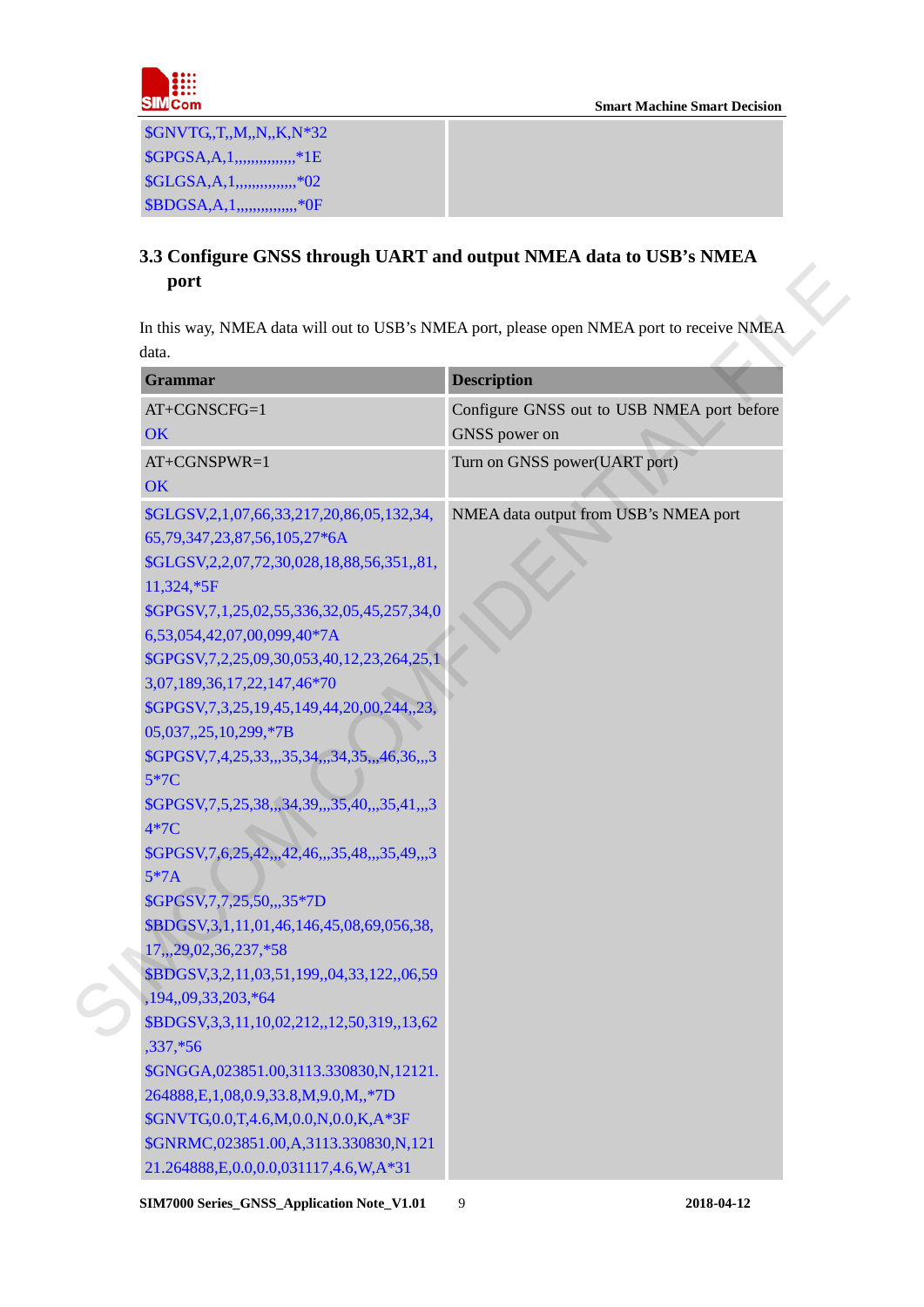| | |
|---|---|
| $GNVTG,,T,,M,,N,,K,N*32<br>$GPGSA,A,1,,,,,,,,,,,,,,,,*1E<br>$GLGSA,A,1,,,,,,,,,,,,,,,,*02<br>$BDGSA,A,1,,,,,,,,,,,,,,,,*0F | |

## 3.3 Configure GNSS through UART and output NMEA data to USB's NMEA port

In this way, NMEA data will out to USB's NMEA port, please open NMEA port to receive NMEA data.

| Grammar | Description |
|---|---|
| AT+CGNSCFG=1<br>OK | Configure GNSS out to USB NMEA port before GNSS power on |
| AT+CGNSPWR=1<br>OK | Turn on GNSS power(UART port) |
| $GLGSV,2,1,07,66,33,217,20,86,05,132,34,65,79,347,23,87,56,105,27*6A<br>$GLGSV,2,2,07,72,30,028,18,88,56,351,,81,11,324,*5F<br>$GPGSV,7,1,25,02,55,336,32,05,45,257,34,06,53,054,42,07,00,099,40*7A<br>$GPGSV,7,2,25,09,30,053,40,12,23,264,25,13,07,189,36,17,22,147,46*70<br>$GPGSV,7,3,25,19,45,149,44,20,00,244,,23,05,037,,25,10,299,*7B<br>$GPGSV,7,4,25,33,,,35,34,,,34,35,,,46,36,,,35*7C<br>$GPGSV,7,5,25,38,,,34,39,,,35,40,,,35,41,,,34*7C<br>$GPGSV,7,6,25,42,,,42,46,,,35,48,,,35,49,,,35*7A<br>$GPGSV,7,7,25,50,,,35*7D<br>$BDGSV,3,1,11,01,46,146,45,08,69,056,38,17,,,29,02,36,237,*58<br>$BDGSV,3,2,11,03,51,199,,04,33,122,,06,59,194,,09,33,203,*64<br>$BDGSV,3,3,11,10,02,212,,12,50,319,,13,62,337,*56<br>$GNGGA,023851.00,3113.330830,N,12121.264888,E,1,08,0.9,33.8,M,9.0,M,,*7D<br>$GNVTG,0.0,T,4.6,M,0.0,N,0.0,K,A*3F<br>$GNRMC,023851.00,A,3113.330830,N,12121.264888,E,0.0,0.0,031117,4.6,W,A*31 | NMEA data output from USB's NMEA port |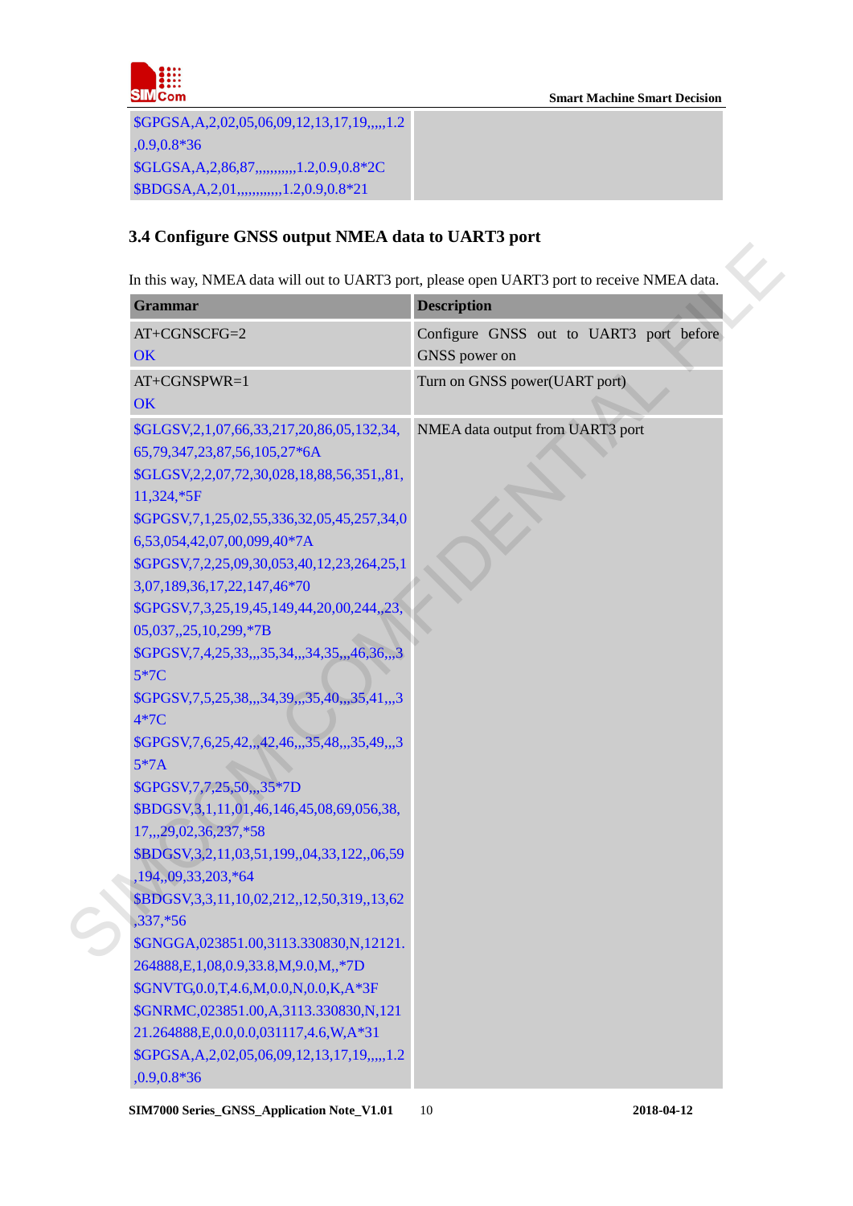| | |
|---|---|
| $GPGSA,A,2,02,05,06,09,12,13,17,19,,,,,1.2,0.9,0.8*36<br>$GLGSA,A,2,86,87,,,,,,,,,,1.2,0.9,0.8*2C<br>$BDGSA,A,2,01,,,,,,,,,,,1.2,0.9,0.8*21 | |

### 3.4 Configure GNSS output NMEA data to UART3 port

In this way, NMEA data will out to UART3 port, please open UART3 port to receive NMEA data.

| Grammar | Description |
|---|---|
| AT+CGNSCFG=2<br>OK | Configure GNSS out to UART3 port before GNSS power on |
| AT+CGNSPWR=1<br>OK | Turn on GNSS power(UART port) |
| $GLGSV,2,1,07,66,33,217,20,86,05,132,34,65,79,347,23,87,56,105,27*6A<br>$GLGSV,2,2,07,72,30,028,18,88,56,351,,81,11,324,*5F<br>$GPGSV,7,1,25,02,55,336,32,05,45,257,34,06,53,054,42,07,00,099,40*7A<br>$GPGSV,7,2,25,09,30,053,40,12,23,264,25,13,07,189,36,17,22,147,46*70<br>$GPGSV,7,3,25,19,45,149,44,20,00,244,,23,05,037,,25,10,299,*7B<br>$GPGSV,7,4,25,33,,,35,34,,,34,35,,,46,36,,,35*7C<br>$GPGSV,7,5,25,38,,,34,39,,,35,40,,,35,41,,,34*7C<br>$GPGSV,7,6,25,42,,,42,46,,,35,48,,,35,49,,,35*7A<br>$GPGSV,7,7,25,50,,,35*7D<br>$BDGSV,3,1,11,01,46,146,45,08,69,056,38,17,,,29,02,36,237,*58<br>$BDGSV,3,2,11,03,51,199,,04,33,122,,06,59,194,,09,33,203,*64<br>$BDGSV,3,3,11,10,02,212,,12,50,319,,13,62,337,*56<br>$GNGGA,023851.00,3113.330830,N,12121.264888,E,1,08,0.9,33.8,M,9.0,M,,*7D<br>$GNVTG,0.0,T,4.6,M,0.0,N,0.0,K,A*3F<br>$GNRMC,023851.00,A,3113.330830,N,12121.264888,E,0.0,0.0,031117,4.6,W,A*31<br>$GPGSA,A,2,02,05,06,09,12,13,17,19,,,,,1.2,0.9,0.8*36 | NMEA data output from UART3 port |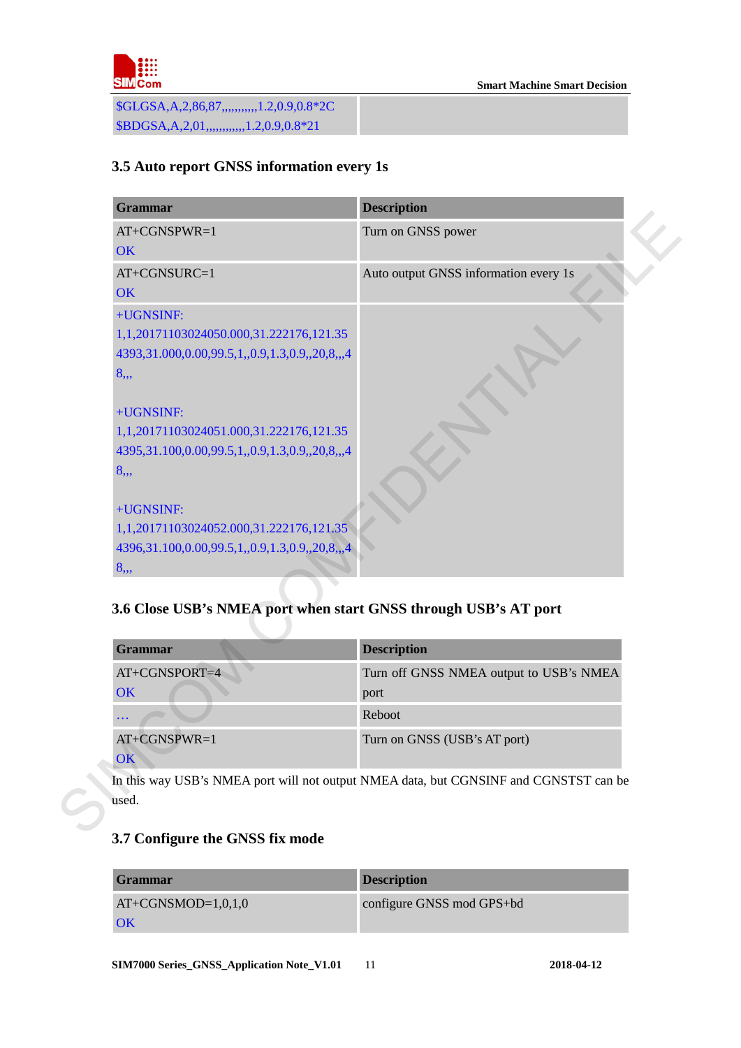| | |
|---|---|
| $GLGSA,A,2,86,87,,,,,,,,,,,1.2,0.9,0.8*2C<br>$BDGSA,A,2,01,,,,,,,,,,,,1.2,0.9,0.8*21 | |

### 3.5 Auto report GNSS information every 1s

| Grammar | Description |
|---|---|
| AT+CGNSPWR=1<br>OK | Turn on GNSS power |
| AT+CGNSURC=1<br>OK | Auto output GNSS information every 1s |
| +UGNSINF:<br>1,1,20171103024050.000,31.222176,121.354393,31.000,0.00,99.5,1,,0.9,1.3,0.9,,20,8,,,48,,,<br><br>+UGNSINF:<br>1,1,20171103024051.000,31.222176,121.354395,31.100,0.00,99.5,1,,0.9,1.3,0.9,,20,8,,,48,,,<br><br>+UGNSINF:<br>1,1,20171103024052.000,31.222176,121.354396,31.100,0.00,99.5,1,,0.9,1.3,0.9,,20,8,,,48,,, | |

### 3.6 Close USB's NMEA port when start GNSS through USB's AT port

| Grammar | Description |
|---|---|
| AT+CGNSPORT=4<br>OK | Turn off GNSS NMEA output to USB's NMEA port |
| … | Reboot |
| AT+CGNSPWR=1<br>OK | Turn on GNSS (USB's AT port) |

In this way USB's NMEA port will not output NMEA data, but CGNSINF and CGNSTST can be used.

### 3.7 Configure the GNSS fix mode

| Grammar | Description |
|---|---|
| AT+CGNSMOD=1,0,1,0<br>OK | configure GNSS mod GPS+bd |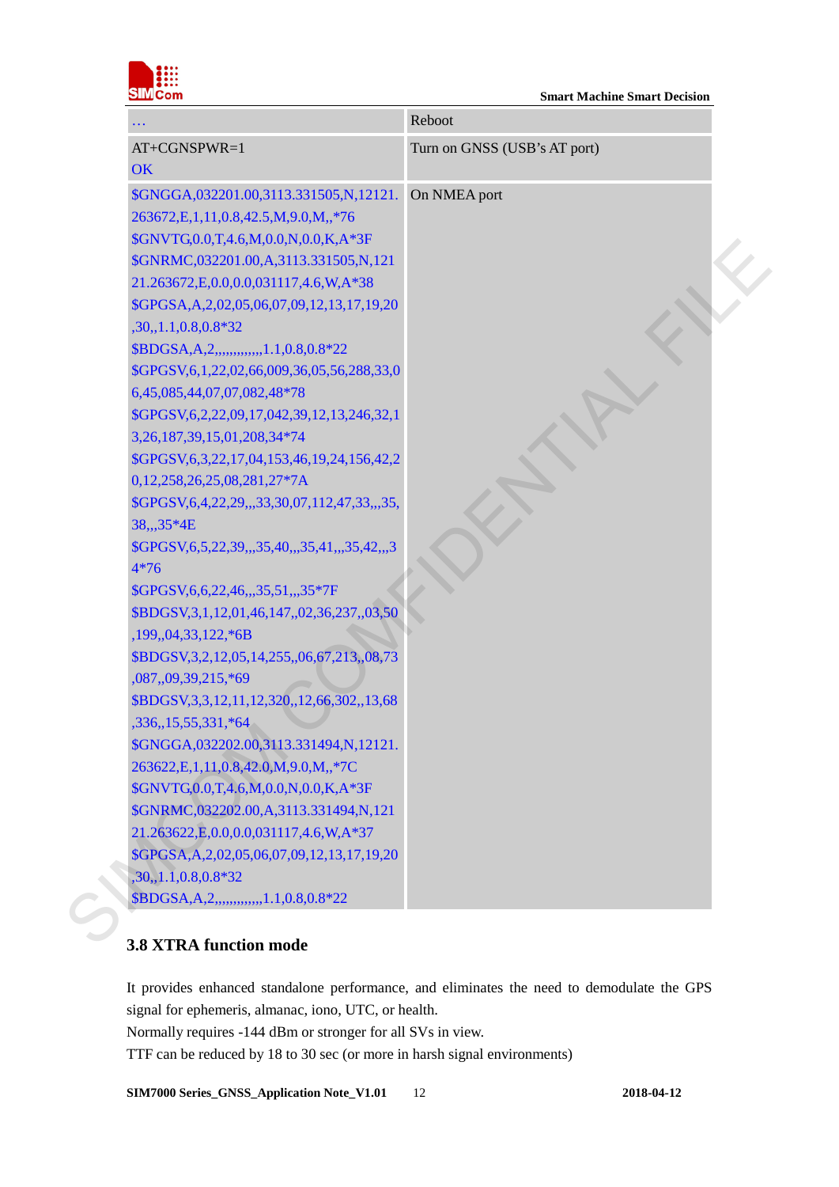| … | Reboot |
|---|---|
| AT+CGNSPWR=1<br>OK | Turn on GNSS (USB's AT port) |
| $GNGGA,032201.00,3113.331505,N,12121.263672,E,1,11,0.8,42.5,M,9.0,M,,*76<br>$GNVTG,0.0,T,4.6,M,0.0,N,0.0,K,A*3F<br>$GNRMC,032201.00,A,3113.331505,N,12121.263672,E,0.0,0.0,031117,4.6,W,A*38<br>$GPGSA,A,2,02,05,06,07,09,12,13,17,19,20,30,,1.1,0.8,0.8*32<br>$BDGSA,A,2,,,,,,,,,,,,1.1,0.8,0.8*22<br>$GPGSV,6,1,22,02,66,009,36,05,56,288,33,06,45,085,44,07,07,082,48*78<br>$GPGSV,6,2,22,09,17,042,39,12,13,246,32,13,26,187,39,15,01,208,34*74<br>$GPGSV,6,3,22,17,04,153,46,19,24,156,42,20,12,258,26,25,08,281,27*7A<br>$GPGSV,6,4,22,29,,,33,30,07,112,47,33,,,35,38,,,35*4E<br>$GPGSV,6,5,22,39,,,35,40,,,35,41,,,35,42,,,34*76<br>$GPGSV,6,6,22,46,,,35,51,,,35*7F<br>$BDGSV,3,1,12,01,46,147,,02,36,237,,03,50,199,,04,33,122,*6B<br>$BDGSV,3,2,12,05,14,255,,06,67,213,,08,73,087,,09,39,215,*69<br>$BDGSV,3,3,12,11,12,320,,12,66,302,,13,68,336,,15,55,331,*64<br>$GNGGA,032202.00,3113.331494,N,12121.263622,E,1,11,0.8,42.0,M,9.0,M,,*7C<br>$GNVTG,0.0,T,4.6,M,0.0,N,0.0,K,A*3F<br>$GNRMC,032202.00,A,3113.331494,N,12121.263622,E,0.0,0.0,031117,4.6,W,A*37<br>$GPGSA,A,2,02,05,06,07,09,12,13,17,19,20,30,,1.1,0.8,0.8*32<br>$BDGSA,A,2,,,,,,,,,,,,1.1,0.8,0.8*22 | On NMEA port |

### 3.8 XTRA function mode

It provides enhanced standalone performance, and eliminates the need to demodulate the GPS signal for ephemeris, almanac, iono, UTC, or health.

Normally requires -144 dBm or stronger for all SVs in view.

TTF can be reduced by 18 to 30 sec (or more in harsh signal environments)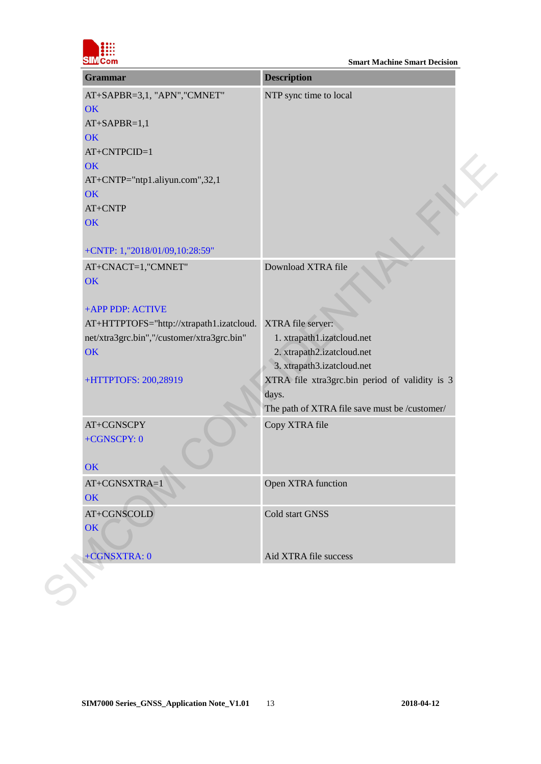| Grammar | Description |
| --- | --- |
| AT+SAPBR=3,1, "APN","CMNET"<br>OK<br>AT+SAPBR=1,1<br>OK<br>AT+CNTPCID=1<br>OK<br>AT+CNTP="ntp1.aliyun.com",32,1<br>OK<br>AT+CNTP<br>OK<br><br>+CNTP: 1,"2018/01/09,10:28:59" | NTP sync time to local |
| AT+CNACT=1,"CMNET"<br>OK<br><br>+APP PDP: ACTIVE | Download XTRA file |
| AT+HTTPTOFS="http://xtrapath1.izatcloud.net/xtra3grc.bin","/customer/xtra3grc.bin"<br>OK<br><br>+HTTPTOFS: 200,28919 | XTRA file server:<br>1. xtrapath1.izatcloud.net<br>2. xtrapath2.izatcloud.net<br>3. xtrapath3.izatcloud.net<br>XTRA file xtra3grc.bin period of validity is 3 days.<br>The path of XTRA file save must be /customer/ |
| AT+CGNSCPY<br>+CGNSCPY: 0<br><br>OK | Copy XTRA file |
| AT+CGNSXTRA=1<br>OK | Open XTRA function |
| AT+CGNSCOLD<br>OK<br><br>+CGNSXTRA: 0 | Cold start GNSS<br><br><br>Aid XTRA file success |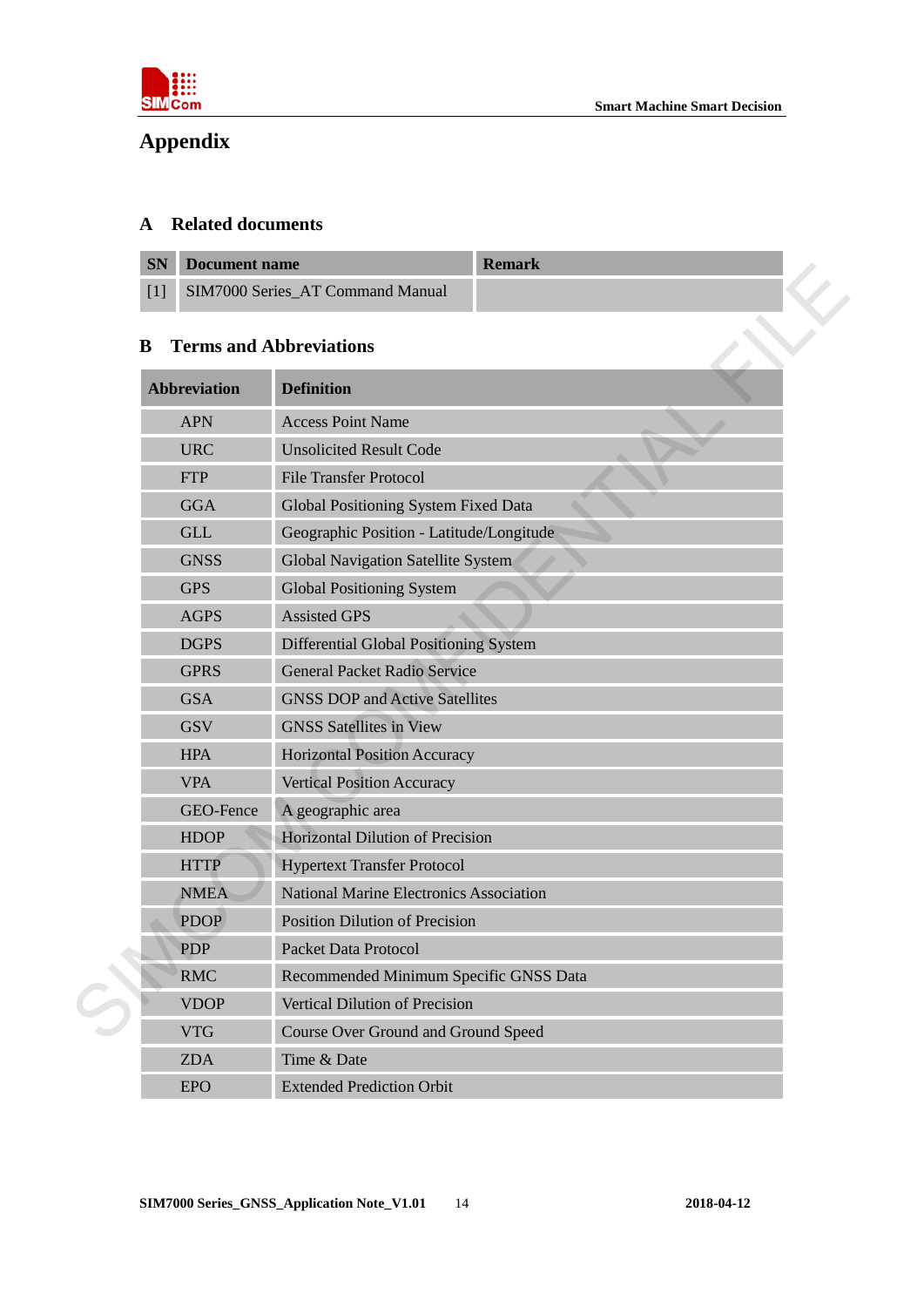# Appendix

## A Related documents

| SN | Document name | Remark |
|---|---|---|
| [1] | SIM7000 Series_AT Command Manual | |

## B Terms and Abbreviations

| Abbreviation | Definition |
|---|---|
| APN | Access Point Name |
| URC | Unsolicited Result Code |
| FTP | File Transfer Protocol |
| GGA | Global Positioning System Fixed Data |
| GLL | Geographic Position - Latitude/Longitude |
| GNSS | Global Navigation Satellite System |
| GPS | Global Positioning System |
| AGPS | Assisted GPS |
| DGPS | Differential Global Positioning System |
| GPRS | General Packet Radio Service |
| GSA | GNSS DOP and Active Satellites |
| GSV | GNSS Satellites in View |
| HPA | Horizontal Position Accuracy |
| VPA | Vertical Position Accuracy |
| GEO-Fence | A geographic area |
| HDOP | Horizontal Dilution of Precision |
| HTTP | Hypertext Transfer Protocol |
| NMEA | National Marine Electronics Association |
| PDOP | Position Dilution of Precision |
| PDP | Packet Data Protocol |
| RMC | Recommended Minimum Specific GNSS Data |
| VDOP | Vertical Dilution of Precision |
| VTG | Course Over Ground and Ground Speed |
| ZDA | Time & Date |
| EPO | Extended Prediction Orbit |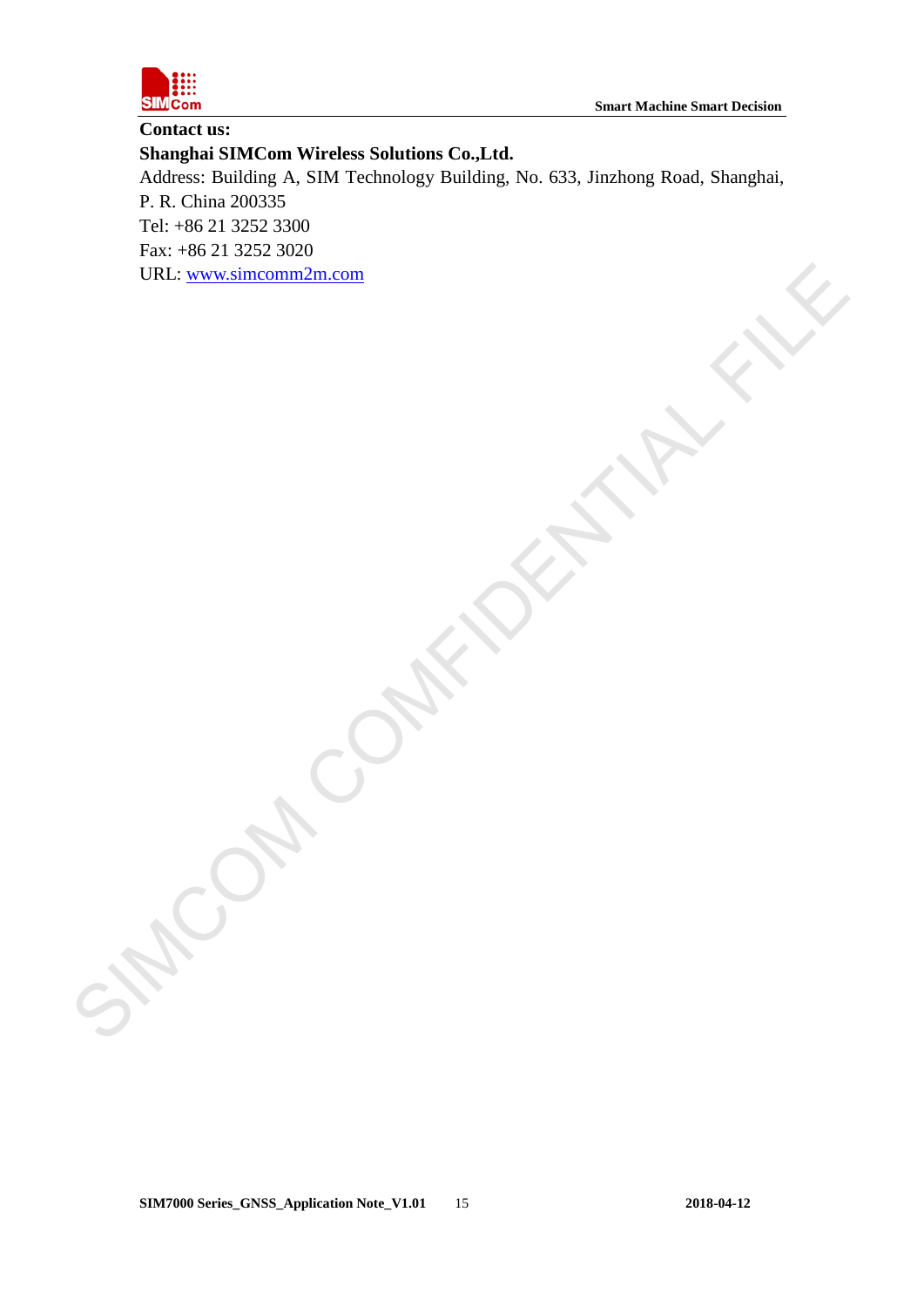**Contact us:**

**Shanghai SIMCom Wireless Solutions Co.,Ltd.**

Address: Building A, SIM Technology Building, No. 633, Jinzhong Road, Shanghai, P. R. China 200335

Tel: +86 21 3252 3300

Fax: +86 21 3252 3020

URL: www.simcomm2m.com